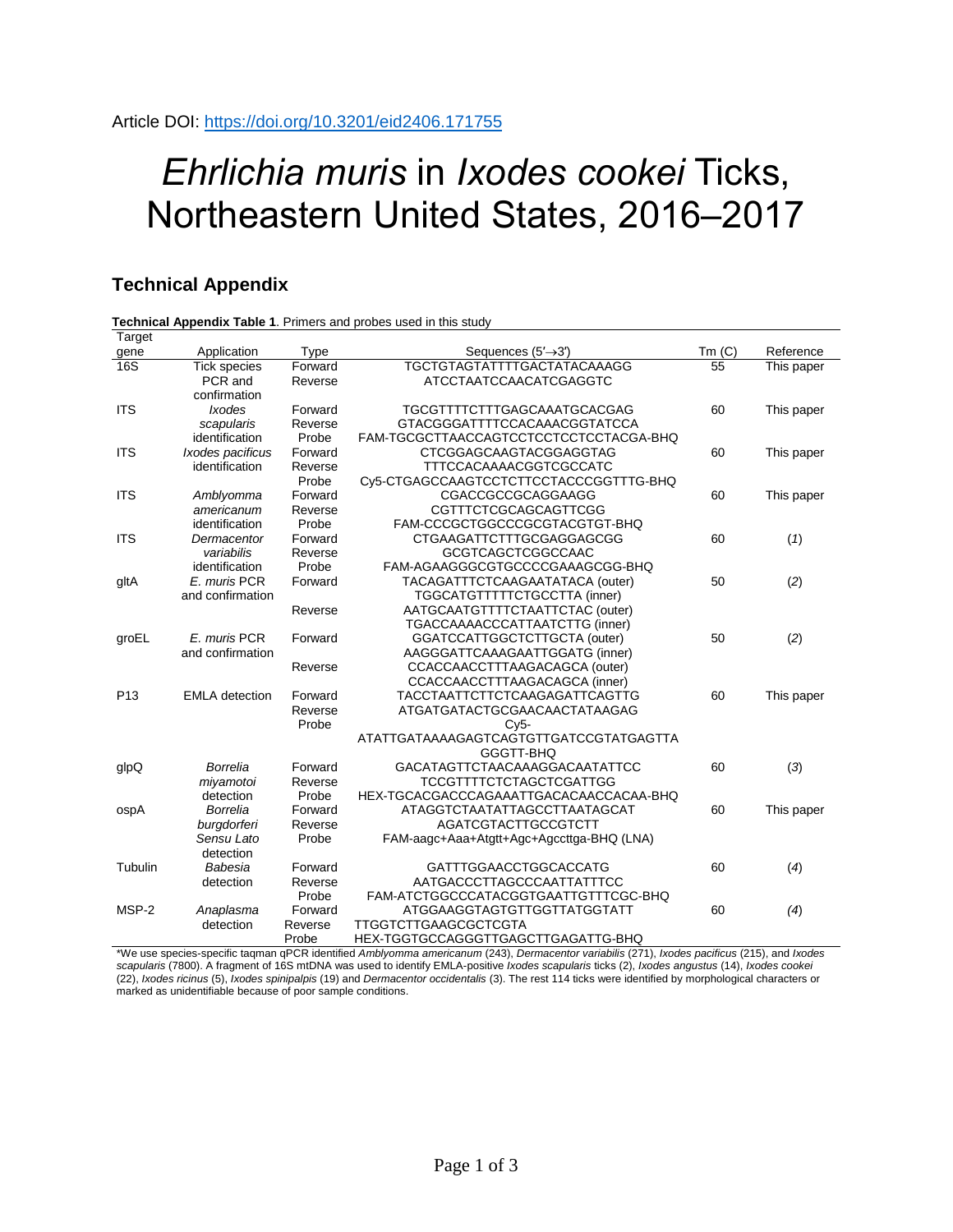Article DOI: https://doi.org/10.3201/eid2406.171755

# *Ehrlichia muris* in *Ixodes cookei* Ticks, Northeastern United States, 2016–2017

## Technical Appendix

**Technical Appendix Table 1**. Primers and probes used in this study

| Target gene | Application | Type | Sequences (5′→3′) | Tm (C) | Reference |
|---|---|---|---|---|---|
| 16S | Tick species PCR and confirmation | Forward | TGCTGTAGTATTTTGACTATACAAAGG | 55 | This paper |
| | | Reverse | ATCCTAATCCAACATCGAGGTC | | |
| ITS | *Ixodes scapularis* identification | Forward | TGCGTTTTCTTTGAGCAAATGCACGAG | 60 | This paper |
| | | Reverse | GTACGGGATTTTCCACAAACGGTATCCA | | |
| | | Probe | FAM-TGCGCTTAACCAGTCCTCCTCCTCCTACGA-BHQ | | |
| ITS | *Ixodes pacificus* identification | Forward | CTCGGAGCAAGTACGGAGGTAG | 60 | This paper |
| | | Reverse | TTTCCACAAAACGGTCGCCATC | | |
| | | Probe | Cy5-CTGAGCCAAGTCCTCTTCCTACCCGGTTTG-BHQ | | |
| ITS | *Amblyomma americanum* identification | Forward | CGACCGCCGCAGGAAGG | 60 | This paper |
| | | Reverse | CGTTTCTCGCAGCAGTTCGG | | |
| | | Probe | FAM-CCCGCTGGCCCGCGTACGTGT-BHQ | | |
| ITS | *Dermacentor variabilis* identification | Forward | CTGAAGATTCTTTGCGAGGAGCGG | 60 | (*1*) |
| | | Reverse | GCGTCAGCTCGGCCAAC | | |
| | | Probe | FAM-AGAAGGGCGTGCCCCGAAAGCGG-BHQ | | |
| gltA | *E. muris* PCR and confirmation | Forward | TACAGATTTCTCAAGAATATACA (outer) TGGCATGTTTTTCTGCCTTA (inner) | 50 | (*2*) |
| | | Reverse | AATGCAATGTTTTCTAATTCTAC (outer) TGACCAAAACCCATTAATCTTG (inner) | | |
| groEL | *E. muris* PCR and confirmation | Forward | GGATCCATTGGCTCTTGCTA (outer) AAGGGATTCAAAGAATTGGATG (inner) | 50 | (*2*) |
| | | Reverse | CCACCAACCTTTAAGACAGCA (outer) CCACCAACCTTTAAGACAGCA (inner) | | |
| P13 | EMLA detection | Forward | TACCTAATTCTTCTCAAGAGATTCAGTTG | 60 | This paper |
| | | Reverse | ATGATGATACTGCGAACAACTATAAGAG | | |
| | | Probe | Cy5-ATATTGATAAAAGAGTCAGTGTTGATCCGTATGAGTTAGGGTT-BHQ | | |
| glpQ | *Borrelia miyamotoi* detection | Forward | GACATAGTTCTAACAAAGGACAATATTCC | 60 | (*3*) |
| | | Reverse | TCCGTTTTTCTCTAGCTCGATTGG | | |
| | | Probe | HEX-TGCACGACCCAGAAATTGACACAACCACAA-BHQ | | |
| ospA | *Borrelia burgdorferi Sensu Lato* detection | Forward | ATAGGTCTAATATTAGCCTTAATAGCAT | 60 | This paper |
| | | Reverse | AGATCGTACTTGCCGTCTT | | |
| | | Probe | FAM-aagc+Aaa+Atgtt+Agc+Agccttga-BHQ (LNA) | | |
| Tubulin | *Babesia* detection | Forward | GATTTGGAACCTGGCACCATG | 60 | (*4*) |
| | | Reverse | AATGACCCTTAGCCCAATTATTTCC | | |
| | | Probe | FAM-ATCTGGCCCATACGGTGAATTGTTTCGC-BHQ | | |
| MSP-2 | *Anaplasma* detection | Forward | ATGGAAGGTAGTGTTGGTTATGGTATT | 60 | (*4*) |
| | | Reverse | TTGGTCTTGAAGCGCTCGTA | | |
| | | Probe | HEX-TGGTGCCAGGGTTGAGCTTGAGATTG-BHQ | | |

*We use species-specific taqman qPCR identified *Amblyomma americanum* (243), *Dermacentor variabilis* (271), *Ixodes pacificus* (215), and *Ixodes scapularis* (7800). A fragment of 16S mtDNA was used to identify EMLA-positive *Ixodes scapularis* ticks (2), *Ixodes angustus* (14), *Ixodes cookei* (22), *Ixodes ricinus* (5), *Ixodes spinipalpis* (19) and *Dermacentor occidentalis* (3). The rest 114 ticks were identified by morphological characters or marked as unidentifiable because of poor sample conditions.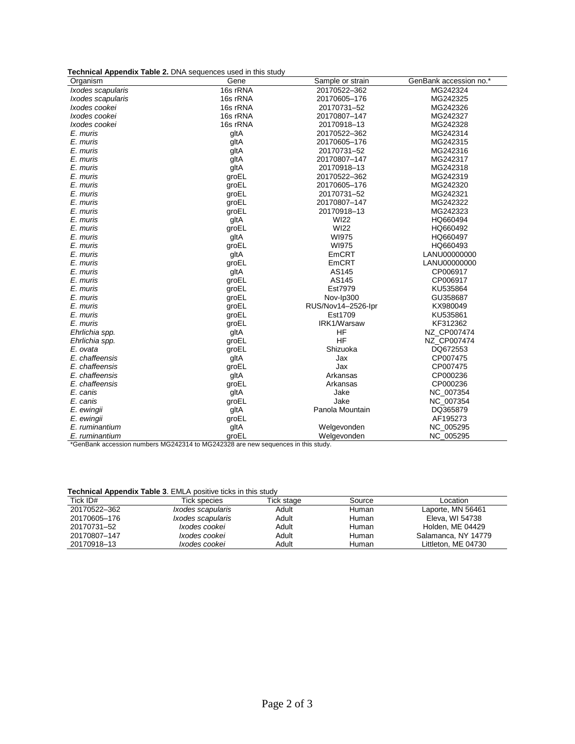**Technical Appendix Table 2.** DNA sequences used in this study

| Organism | Gene | Sample or strain | GenBank accession no.* |
|---|---|---|---|
| *Ixodes scapularis* | 16s rRNA | 20170522–362 | MG242324 |
| *Ixodes scapularis* | 16s rRNA | 20170605–176 | MG242325 |
| *Ixodes cookei* | 16s rRNA | 20170731–52 | MG242326 |
| *Ixodes cookei* | 16s rRNA | 20170807–147 | MG242327 |
| *Ixodes cookei* | 16s rRNA | 20170918–13 | MG242328 |
| *E. muris* | gltA | 20170522–362 | MG242314 |
| *E. muris* | gltA | 20170605–176 | MG242315 |
| *E. muris* | gltA | 20170731–52 | MG242316 |
| *E. muris* | gltA | 20170807–147 | MG242317 |
| *E. muris* | gltA | 20170918–13 | MG242318 |
| *E. muris* | groEL | 20170522–362 | MG242319 |
| *E. muris* | groEL | 20170605–176 | MG242320 |
| *E. muris* | groEL | 20170731–52 | MG242321 |
| *E. muris* | groEL | 20170807–147 | MG242322 |
| *E. muris* | groEL | 20170918–13 | MG242323 |
| *E. muris* | gltA | WI22 | HQ660494 |
| *E. muris* | groEL | WI22 | HQ660492 |
| *E. muris* | gltA | WI975 | HQ660497 |
| *E. muris* | groEL | WI975 | HQ660493 |
| *E. muris* | gltA | EmCRT | LANU00000000 |
| *E. muris* | groEL | EmCRT | LANU00000000 |
| *E. muris* | gltA | AS145 | CP006917 |
| *E. muris* | groEL | AS145 | CP006917 |
| *E. muris* | groEL | Est7979 | KU535864 |
| *E. muris* | groEL | Nov-Ip300 | GU358687 |
| *E. muris* | groEL | RUS/Nov14–2526-Ipr | KX980049 |
| *E. muris* | groEL | Est1709 | KU535861 |
| *E. muris* | groEL | IRK1/Warsaw | KF312362 |
| *Ehrlichia spp.* | gltA | HF | NZ_CP007474 |
| *Ehrlichia spp.* | groEL | HF | NZ_CP007474 |
| *E. ovata* | groEL | Shizuoka | DQ672553 |
| *E. chaffeensis* | gltA | Jax | CP007475 |
| *E. chaffeensis* | groEL | Jax | CP007475 |
| *E. chaffeensis* | gltA | Arkansas | CP000236 |
| *E. chaffeensis* | groEL | Arkansas | CP000236 |
| *E. canis* | gltA | Jake | NC_007354 |
| *E. canis* | groEL | Jake | NC_007354 |
| *E. ewingii* | gltA | Panola Mountain | DQ365879 |
| *E. ewingii* | groEL | | AF195273 |
| *E. ruminantium* | gltA | Welgevonden | NC_005295 |
| *E. ruminantium* | groEL | Welgevonden | NC_005295 |

*GenBank accession numbers MG242314 to MG242328 are new sequences in this study.

**Technical Appendix Table 3**. EMLA positive ticks in this study

| Tick ID# | Tick species | Tick stage | Source | Location |
|---|---|---|---|---|
| 20170522–362 | *Ixodes scapularis* | Adult | Human | Laporte, MN 56461 |
| 20170605–176 | *Ixodes scapularis* | Adult | Human | Eleva, WI 54738 |
| 20170731–52 | *Ixodes cookei* | Adult | Human | Holden, ME 04429 |
| 20170807–147 | *Ixodes cookei* | Adult | Human | Salamanca, NY 14779 |
| 20170918–13 | *Ixodes cookei* | Adult | Human | Littleton, ME 04730 |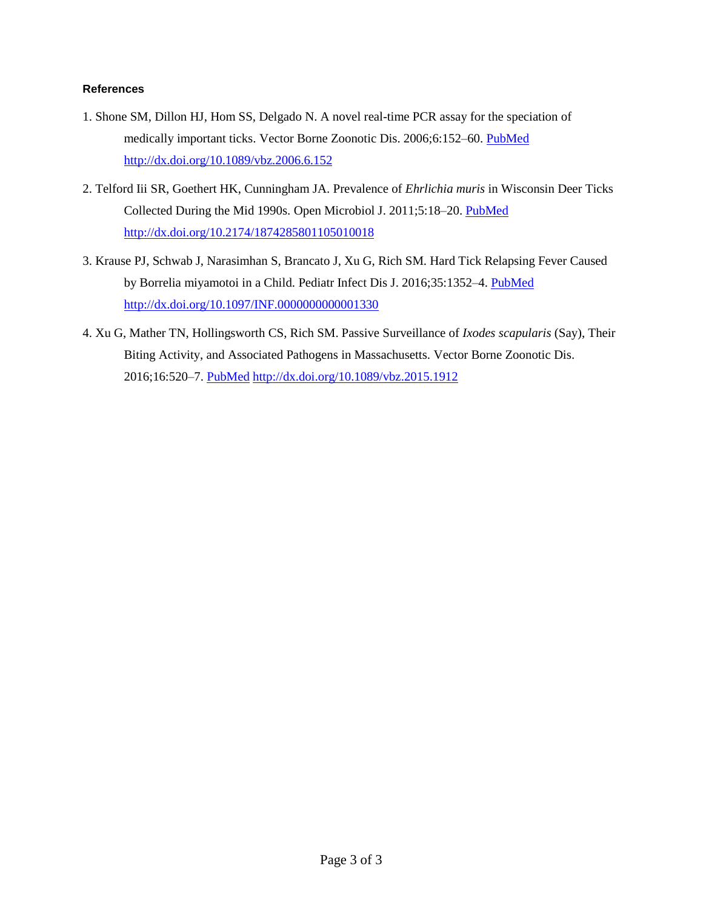**References**

1. Shone SM, Dillon HJ, Hom SS, Delgado N. A novel real-time PCR assay for the speciation of medically important ticks. Vector Borne Zoonotic Dis. 2006;6:152–60. PubMed http://dx.doi.org/10.1089/vbz.2006.6.152

2. Telford Iii SR, Goethert HK, Cunningham JA. Prevalence of *Ehrlichia muris* in Wisconsin Deer Ticks Collected During the Mid 1990s. Open Microbiol J. 2011;5:18–20. PubMed http://dx.doi.org/10.2174/1874285801105010018

3. Krause PJ, Schwab J, Narasimhan S, Brancato J, Xu G, Rich SM. Hard Tick Relapsing Fever Caused by Borrelia miyamotoi in a Child. Pediatr Infect Dis J. 2016;35:1352–4. PubMed http://dx.doi.org/10.1097/INF.0000000000001330

4. Xu G, Mather TN, Hollingsworth CS, Rich SM. Passive Surveillance of *Ixodes scapularis* (Say), Their Biting Activity, and Associated Pathogens in Massachusetts. Vector Borne Zoonotic Dis. 2016;16:520–7. PubMed http://dx.doi.org/10.1089/vbz.2015.1912